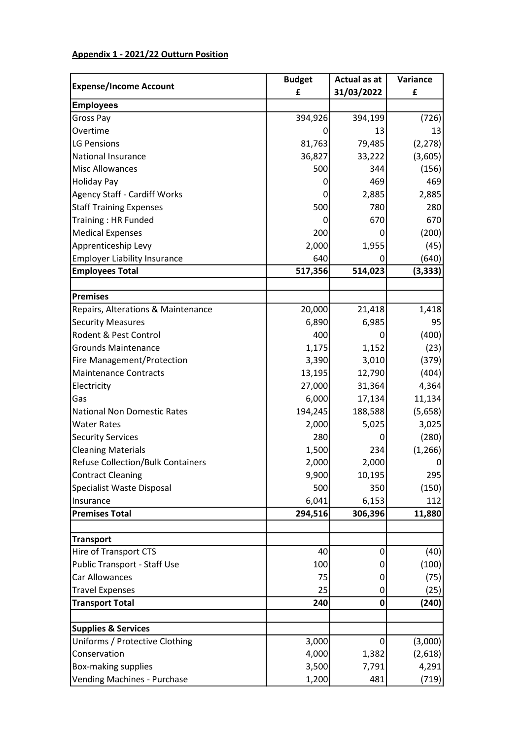**Appendix 1 - 2021/22 Outturn Position**

| Expense/Income Account | Budget £ | Actual as at 31/03/2022 | Variance £ |
|---|---|---|---|
| **Employees** | | | |
| Gross Pay | 394,926 | 394,199 | (726) |
| Overtime | 0 | 13 | 13 |
| LG Pensions | 81,763 | 79,485 | (2,278) |
| National Insurance | 36,827 | 33,222 | (3,605) |
| Misc Allowances | 500 | 344 | (156) |
| Holiday Pay | 0 | 469 | 469 |
| Agency Staff - Cardiff Works | 0 | 2,885 | 2,885 |
| Staff Training Expenses | 500 | 780 | 280 |
| Training : HR Funded | 0 | 670 | 670 |
| Medical Expenses | 200 | 0 | (200) |
| Apprenticeship Levy | 2,000 | 1,955 | (45) |
| Employer Liability Insurance | 640 | 0 | (640) |
| **Employees Total** | **517,356** | **514,023** | **(3,333)** |
| | | | |
| **Premises** | | | |
| Repairs, Alterations & Maintenance | 20,000 | 21,418 | 1,418 |
| Security Measures | 6,890 | 6,985 | 95 |
| Rodent & Pest Control | 400 | 0 | (400) |
| Grounds Maintenance | 1,175 | 1,152 | (23) |
| Fire Management/Protection | 3,390 | 3,010 | (379) |
| Maintenance Contracts | 13,195 | 12,790 | (404) |
| Electricity | 27,000 | 31,364 | 4,364 |
| Gas | 6,000 | 17,134 | 11,134 |
| National Non Domestic Rates | 194,245 | 188,588 | (5,658) |
| Water Rates | 2,000 | 5,025 | 3,025 |
| Security Services | 280 | 0 | (280) |
| Cleaning Materials | 1,500 | 234 | (1,266) |
| Refuse Collection/Bulk Containers | 2,000 | 2,000 | 0 |
| Contract Cleaning | 9,900 | 10,195 | 295 |
| Specialist Waste Disposal | 500 | 350 | (150) |
| Insurance | 6,041 | 6,153 | 112 |
| **Premises Total** | **294,516** | **306,396** | **11,880** |
| | | | |
| **Transport** | | | |
| Hire of Transport CTS | 40 | 0 | (40) |
| Public Transport - Staff Use | 100 | 0 | (100) |
| Car Allowances | 75 | 0 | (75) |
| Travel Expenses | 25 | 0 | (25) |
| **Transport Total** | **240** | **0** | **(240)** |
| | | | |
| **Supplies & Services** | | | |
| Uniforms / Protective Clothing | 3,000 | 0 | (3,000) |
| Conservation | 4,000 | 1,382 | (2,618) |
| Box-making supplies | 3,500 | 7,791 | 4,291 |
| Vending Machines - Purchase | 1,200 | 481 | (719) |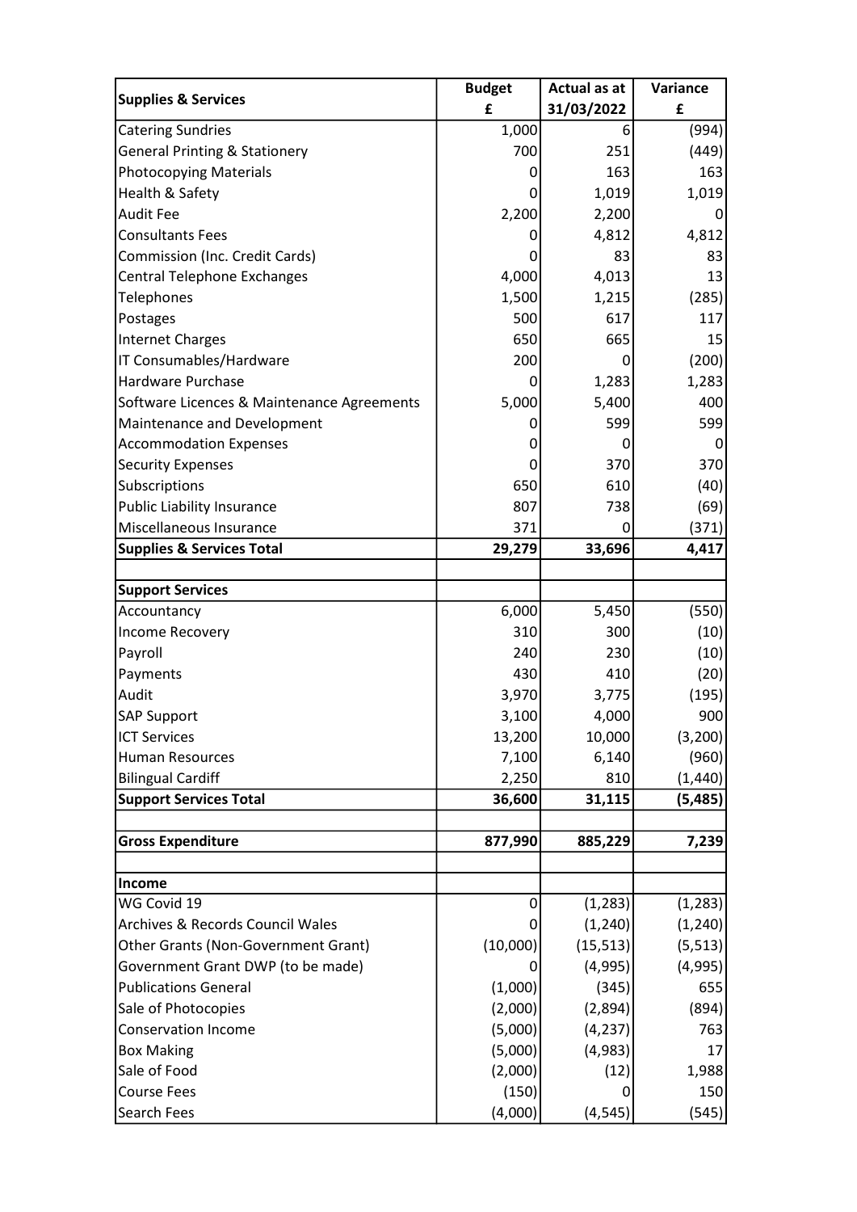| Supplies & Services | Budget £ | Actual as at 31/03/2022 | Variance £ |
|---|---|---|---|
| Catering Sundries | 1,000 | 6 | (994) |
| General Printing & Stationery | 700 | 251 | (449) |
| Photocopying Materials | 0 | 163 | 163 |
| Health & Safety | 0 | 1,019 | 1,019 |
| Audit Fee | 2,200 | 2,200 | 0 |
| Consultants Fees | 0 | 4,812 | 4,812 |
| Commission (Inc. Credit Cards) | 0 | 83 | 83 |
| Central Telephone Exchanges | 4,000 | 4,013 | 13 |
| Telephones | 1,500 | 1,215 | (285) |
| Postages | 500 | 617 | 117 |
| Internet Charges | 650 | 665 | 15 |
| IT Consumables/Hardware | 200 | 0 | (200) |
| Hardware Purchase | 0 | 1,283 | 1,283 |
| Software Licences & Maintenance Agreements | 5,000 | 5,400 | 400 |
| Maintenance and Development | 0 | 599 | 599 |
| Accommodation Expenses | 0 | 0 | 0 |
| Security Expenses | 0 | 370 | 370 |
| Subscriptions | 650 | 610 | (40) |
| Public Liability Insurance | 807 | 738 | (69) |
| Miscellaneous Insurance | 371 | 0 | (371) |
| **Supplies & Services Total** | **29,279** | **33,696** | **4,417** |
| | | | |
| **Support Services** | | | |
| Accountancy | 6,000 | 5,450 | (550) |
| Income Recovery | 310 | 300 | (10) |
| Payroll | 240 | 230 | (10) |
| Payments | 430 | 410 | (20) |
| Audit | 3,970 | 3,775 | (195) |
| SAP Support | 3,100 | 4,000 | 900 |
| ICT Services | 13,200 | 10,000 | (3,200) |
| Human Resources | 7,100 | 6,140 | (960) |
| Bilingual Cardiff | 2,250 | 810 | (1,440) |
| **Support Services Total** | **36,600** | **31,115** | **(5,485)** |
| | | | |
| **Gross Expenditure** | **877,990** | **885,229** | **7,239** |
| | | | |
| **Income** | | | |
| WG Covid 19 | 0 | (1,283) | (1,283) |
| Archives & Records Council Wales | 0 | (1,240) | (1,240) |
| Other Grants (Non-Government Grant) | (10,000) | (15,513) | (5,513) |
| Government Grant DWP (to be made) | 0 | (4,995) | (4,995) |
| Publications General | (1,000) | (345) | 655 |
| Sale of Photocopies | (2,000) | (2,894) | (894) |
| Conservation Income | (5,000) | (4,237) | 763 |
| Box Making | (5,000) | (4,983) | 17 |
| Sale of Food | (2,000) | (12) | 1,988 |
| Course Fees | (150) | 0 | 150 |
| Search Fees | (4,000) | (4,545) | (545) |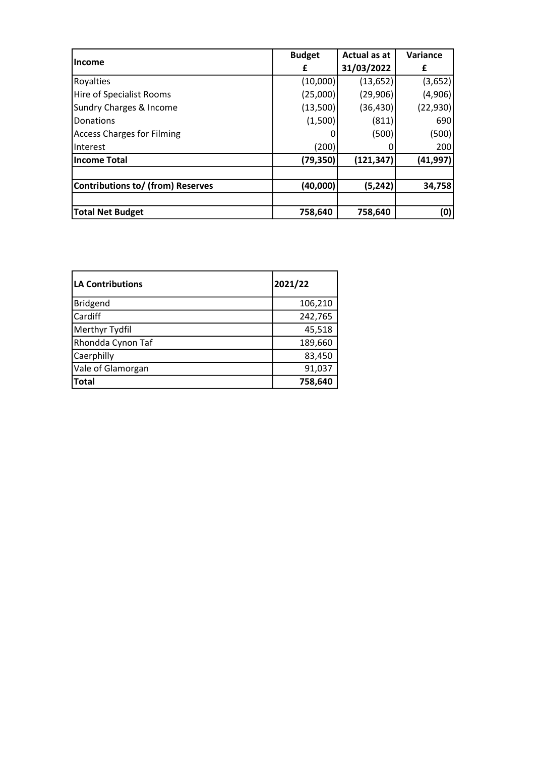| Income | Budget £ | Actual as at 31/03/2022 | Variance £ |
|---|---|---|---|
| Royalties | (10,000) | (13,652) | (3,652) |
| Hire of Specialist Rooms | (25,000) | (29,906) | (4,906) |
| Sundry Charges & Income | (13,500) | (36,430) | (22,930) |
| Donations | (1,500) | (811) | 690 |
| Access Charges for Filming | 0 | (500) | (500) |
| Interest | (200) | 0 | 200 |
| **Income Total** | **(79,350)** | **(121,347)** | **(41,997)** |
| | | | |
| **Contributions to/ (from) Reserves** | **(40,000)** | **(5,242)** | **34,758** |
| | | | |
| **Total Net Budget** | **758,640** | **758,640** | **(0)** |

| LA Contributions | 2021/22 |
|---|---|
| Bridgend | 106,210 |
| Cardiff | 242,765 |
| Merthyr Tydfil | 45,518 |
| Rhondda Cynon Taf | 189,660 |
| Caerphilly | 83,450 |
| Vale of Glamorgan | 91,037 |
| **Total** | **758,640** |